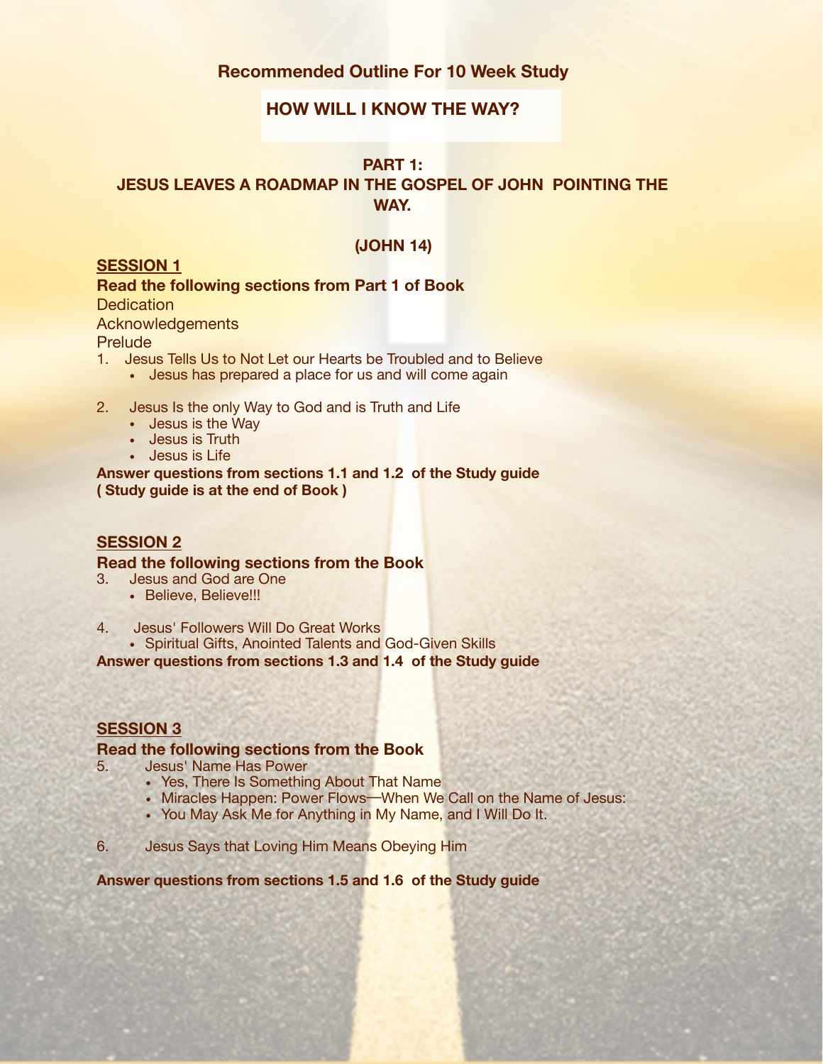## Recommended Outline For 10 Week Study

# HOW WILL I KNOW THE WAY?

## PART 1:
## JESUS LEAVES A ROADMAP IN THE GOSPEL OF JOHN POINTING THE WAY.

## (JOHN 14)

### SESSION 1

**Read the following sections from Part 1 of Book**

Dedication

Acknowledgements

Prelude

1. Jesus Tells Us to Not Let our Hearts be Troubled and to Believe
   - Jesus has prepared a place for us and will come again

2. Jesus Is the only Way to God and is Truth and Life
   - Jesus is the Way
   - Jesus is Truth
   - Jesus is Life

**Answer questions from sections 1.1 and 1.2 of the Study guide**
**( Study guide is at the end of Book )**

### SESSION 2

**Read the following sections from the Book**

3. Jesus and God are One
   - Believe, Believe!!!

4. Jesus' Followers Will Do Great Works
   - Spiritual Gifts, Anointed Talents and God-Given Skills

**Answer questions from sections 1.3 and 1.4 of the Study guide**

### SESSION 3

**Read the following sections from the Book**

5. Jesus' Name Has Power
   - Yes, There Is Something About That Name
   - Miracles Happen: Power Flows—When We Call on the Name of Jesus:
   - You May Ask Me for Anything in My Name, and I Will Do It.

6. Jesus Says that Loving Him Means Obeying Him

**Answer questions from sections 1.5 and 1.6 of the Study guide**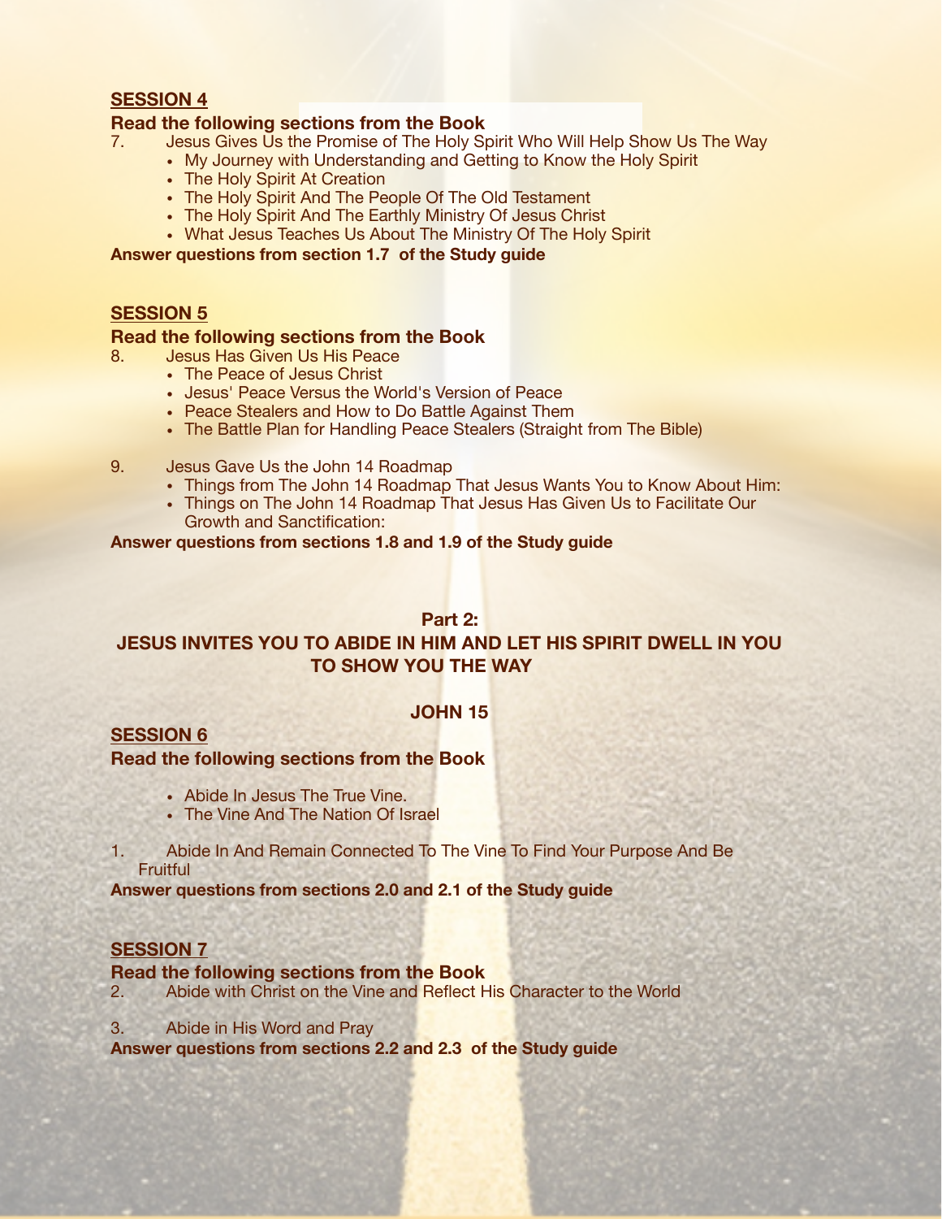## SESSION 4

**Read the following sections from the Book**

7. Jesus Gives Us the Promise of The Holy Spirit Who Will Help Show Us The Way
    - My Journey with Understanding and Getting to Know the Holy Spirit
    - The Holy Spirit At Creation
    - The Holy Spirit And The People Of The Old Testament
    - The Holy Spirit And The Earthly Ministry Of Jesus Christ
    - What Jesus Teaches Us About The Ministry Of The Holy Spirit

**Answer questions from section 1.7 of the Study guide**

## SESSION 5

**Read the following sections from the Book**

8. Jesus Has Given Us His Peace
    - The Peace of Jesus Christ
    - Jesus' Peace Versus the World's Version of Peace
    - Peace Stealers and How to Do Battle Against Them
    - The Battle Plan for Handling Peace Stealers (Straight from The Bible)

9. Jesus Gave Us the John 14 Roadmap
    - Things from The John 14 Roadmap That Jesus Wants You to Know About Him:
    - Things on The John 14 Roadmap That Jesus Has Given Us to Facilitate Our Growth and Sanctification:

**Answer questions from sections 1.8 and 1.9 of the Study guide**

# Part 2:
# JESUS INVITES YOU TO ABIDE IN HIM AND LET HIS SPIRIT DWELL IN YOU TO SHOW YOU THE WAY

### JOHN 15

## SESSION 6

**Read the following sections from the Book**

- Abide In Jesus The True Vine.
- The Vine And The Nation Of Israel

1. Abide In And Remain Connected To The Vine To Find Your Purpose And Be Fruitful

**Answer questions from sections 2.0 and 2.1 of the Study guide**

## SESSION 7

**Read the following sections from the Book**

2. Abide with Christ on the Vine and Reflect His Character to the World

3. Abide in His Word and Pray

**Answer questions from sections 2.2 and 2.3 of the Study guide**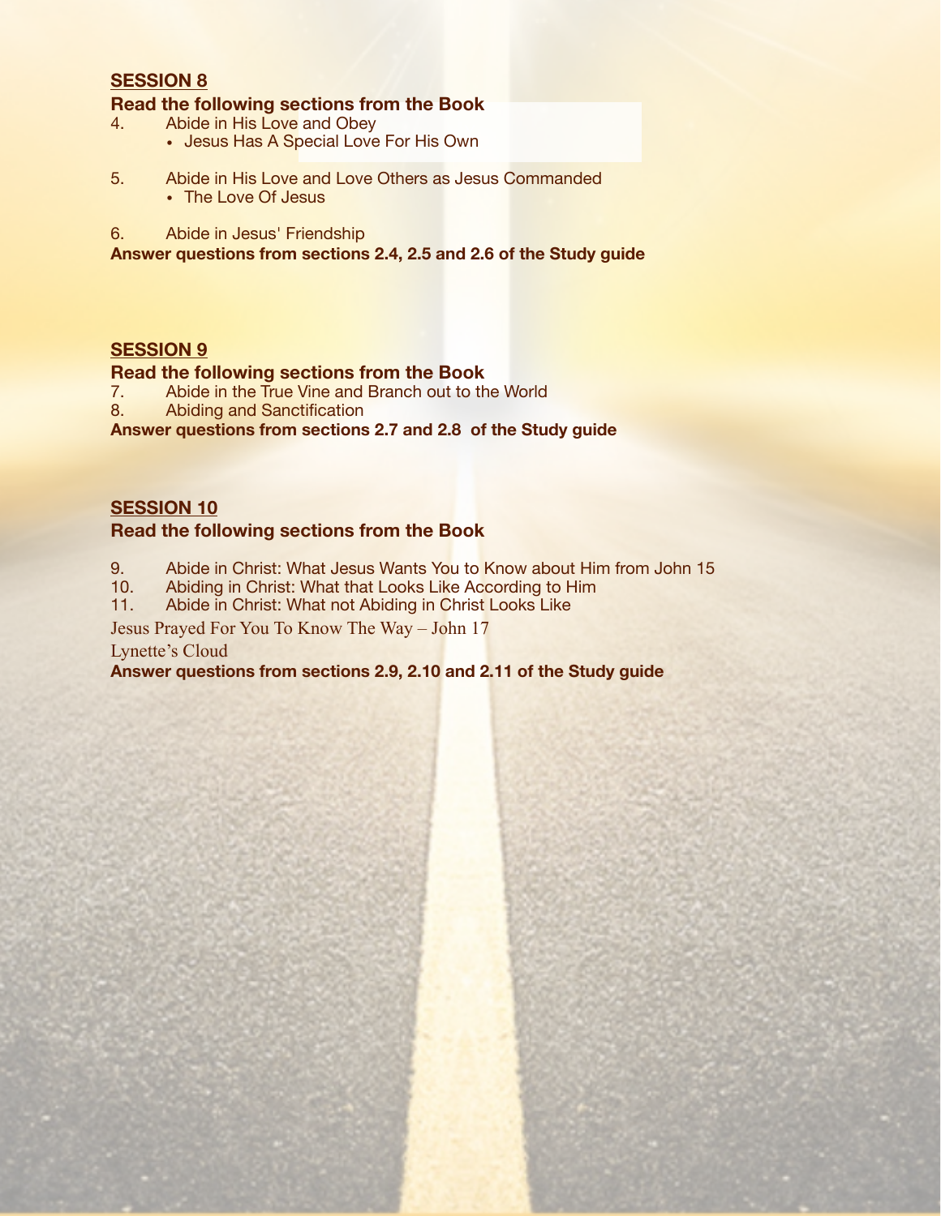## SESSION 8

**Read the following sections from the Book**

4. Abide in His Love and Obey
    - Jesus Has A Special Love For His Own

5. Abide in His Love and Love Others as Jesus Commanded
    - The Love Of Jesus

6. Abide in Jesus' Friendship

**Answer questions from sections 2.4, 2.5 and 2.6 of the Study guide**

## SESSION 9

**Read the following sections from the Book**

7. Abide in the True Vine and Branch out to the World
8. Abiding and Sanctification

**Answer questions from sections 2.7 and 2.8 of the Study guide**

## SESSION 10

**Read the following sections from the Book**

9. Abide in Christ: What Jesus Wants You to Know about Him from John 15
10. Abiding in Christ: What that Looks Like According to Him
11. Abide in Christ: What not Abiding in Christ Looks Like

Jesus Prayed For You To Know The Way – John 17

Lynette's Cloud

**Answer questions from sections 2.9, 2.10 and 2.11 of the Study guide**